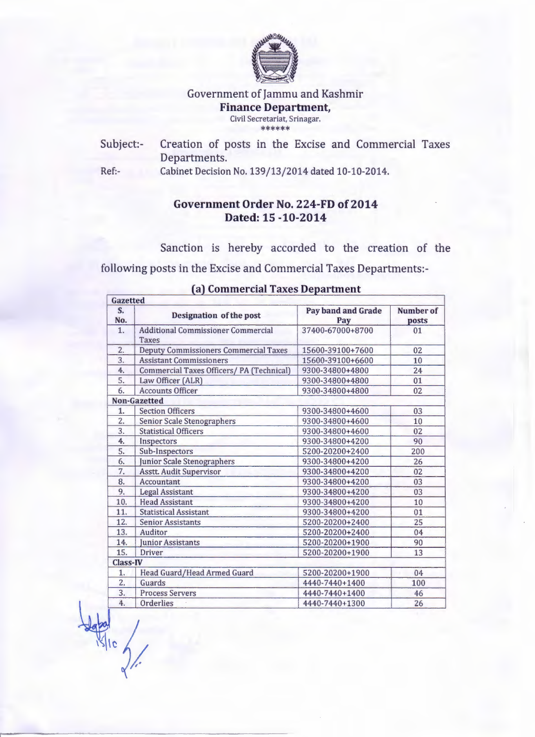Government of Jammu and Kashmir

**Finance Department,**

Civil Secretariat, Srinagar.

******

Subject:- Creation of posts in the Excise and Commercial Taxes Departments.

Ref:- Cabinet Decision No. 139/13/2014 dated 10-10-2014.

## Government Order No. 224-FD of 2014
## Dated: 15 -10-2014

Sanction is hereby accorded to the creation of the following posts in the Excise and Commercial Taxes Departments:-

### (a) Commercial Taxes Department

| S. No. | Designation of the post | Pay band and Grade Pay | Number of posts |
|---|---|---|---|
| **Gazetted** | | | |
| 1. | Additional Commissioner Commercial Taxes | 37400-67000+8700 | 01 |
| 2. | Deputy Commissioners Commercial Taxes | 15600-39100+7600 | 02 |
| 3. | Assistant Commissioners | 15600-39100+6600 | 10 |
| 4. | Commercial Taxes Officers/ PA (Technical) | 9300-34800+4800 | 24 |
| 5. | Law Officer (ALR) | 9300-34800+4800 | 01 |
| 6. | Accounts Officer | 9300-34800+4800 | 02 |
| **Non-Gazetted** | | | |
| 1. | Section Officers | 9300-34800+4600 | 03 |
| 2. | Senior Scale Stenographers | 9300-34800+4600 | 10 |
| 3. | Statistical Officers | 9300-34800+4600 | 02 |
| 4. | Inspectors | 9300-34800+4200 | 90 |
| 5. | Sub-Inspectors | 5200-20200+2400 | 200 |
| 6. | Junior Scale Stenographers | 9300-34800+4200 | 26 |
| 7. | Asstt. Audit Supervisor | 9300-34800+4200 | 02 |
| 8. | Accountant | 9300-34800+4200 | 03 |
| 9. | Legal Assistant | 9300-34800+4200 | 03 |
| 10. | Head Assistant | 9300-34800+4200 | 10 |
| 11. | Statistical Assistant | 9300-34800+4200 | 01 |
| 12. | Senior Assistants | 5200-20200+2400 | 25 |
| 13. | Auditor | 5200-20200+2400 | 04 |
| 14. | Junior Assistants | 5200-20200+1900 | 90 |
| 15. | Driver | 5200-20200+1900 | 13 |
| **Class-IV** | | | |
| 1. | Head Guard/Head Armed Guard | 5200-20200+1900 | 04 |
| 2. | Guards | 4440-7440+1400 | 100 |
| 3. | Process Servers | 4440-7440+1400 | 46 |
| 4. | Orderlies | 4440-7440+1300 | 26 |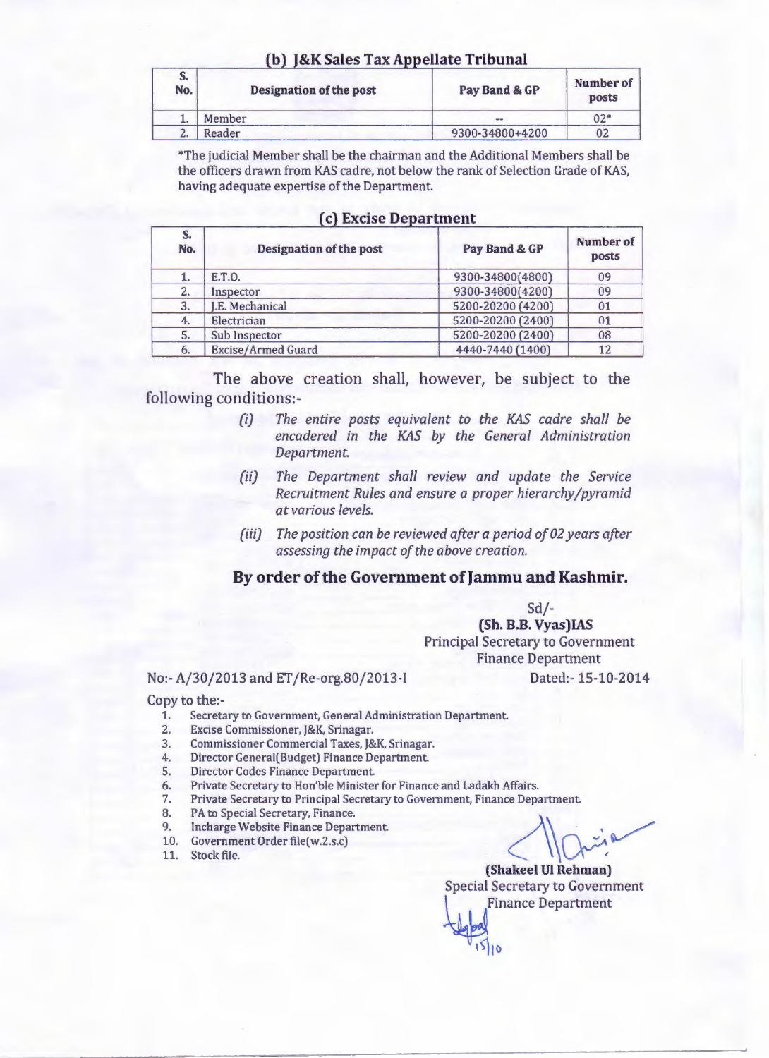### (b) J&K Sales Tax Appellate Tribunal

| S. No. | Designation of the post | Pay Band & GP | Number of posts |
|---|---|---|---|
| 1. | Member | -- | 02* |
| 2. | Reader | 9300-34800+4200 | 02 |

*The judicial Member shall be the chairman and the Additional Members shall be the officers drawn from KAS cadre, not below the rank of Selection Grade of KAS, having adequate expertise of the Department.

### (c) Excise Department

| S. No. | Designation of the post | Pay Band & GP | Number of posts |
|---|---|---|---|
| 1. | E.T.O. | 9300-34800(4800) | 09 |
| 2. | Inspector | 9300-34800(4200) | 09 |
| 3. | J.E. Mechanical | 5200-20200 (4200) | 01 |
| 4. | Electrician | 5200-20200 (2400) | 01 |
| 5. | Sub Inspector | 5200-20200 (2400) | 08 |
| 6. | Excise/Armed Guard | 4440-7440 (1400) | 12 |

The above creation shall, however, be subject to the following conditions:-

*(i) The entire posts equivalent to the KAS cadre shall be encadered in the KAS by the General Administration Department.*

*(ii) The Department shall review and update the Service Recruitment Rules and ensure a proper hierarchy/pyramid at various levels.*

*(iii) The position can be reviewed after a period of 02 years after assessing the impact of the above creation.*

**By order of the Government of Jammu and Kashmir.**

Sd/-

**(Sh. B.B. Vyas)IAS**
Principal Secretary to Government
Finance Department

No:- A/30/2013 and ET/Re-org.80/2013-I Dated:- 15-10-2014

Copy to the:-

1. Secretary to Government, General Administration Department.
2. Excise Commissioner, J&K, Srinagar.
3. Commissioner Commercial Taxes, J&K, Srinagar.
4. Director General(Budget) Finance Department.
5. Director Codes Finance Department.
6. Private Secretary to Hon'ble Minister for Finance and Ladakh Affairs.
7. Private Secretary to Principal Secretary to Government, Finance Department.
8. PA to Special Secretary, Finance.
9. Incharge Website Finance Department.
10. Government Order file(w.2.s.c)
11. Stock file.

**(Shakeel Ul Rehman)**
Special Secretary to Government
Finance Department